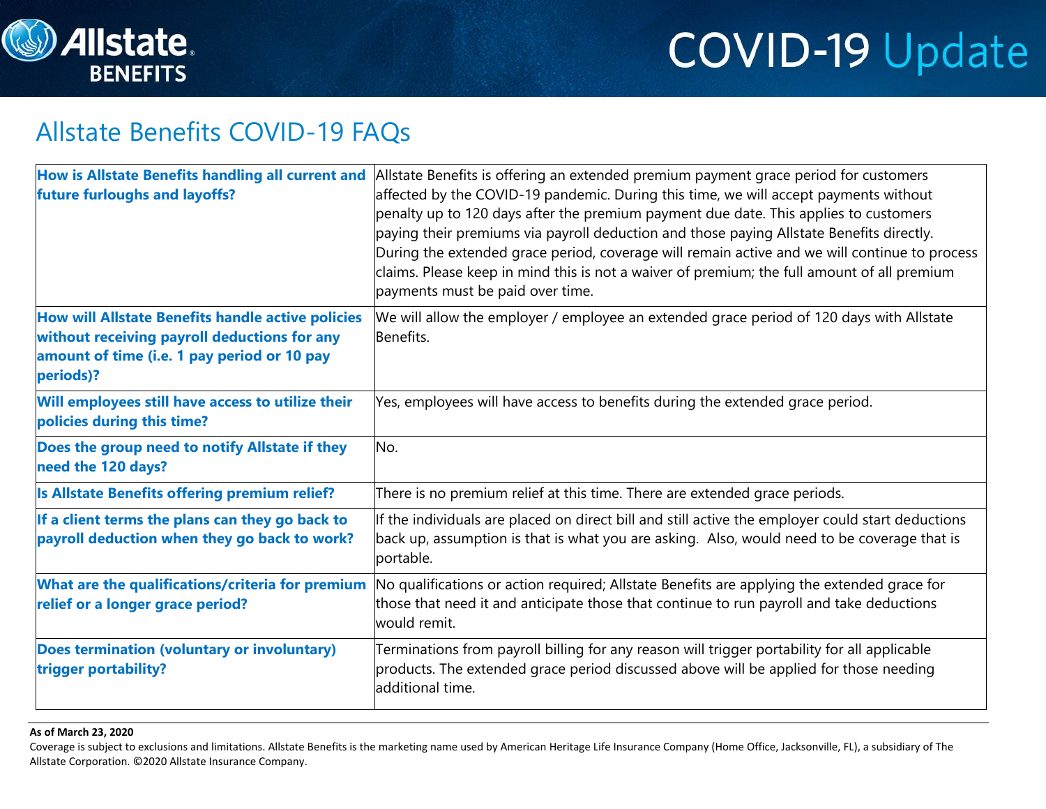# COVID-19 Update

## Allstate Benefits COVID-19 FAQs

| Question | Answer |
|---|---|
| **How is Allstate Benefits handling all current and future furloughs and layoffs?** | Allstate Benefits is offering an extended premium payment grace period for customers affected by the COVID-19 pandemic. During this time, we will accept payments without penalty up to 120 days after the premium payment due date. This applies to customers paying their premiums via payroll deduction and those paying Allstate Benefits directly. During the extended grace period, coverage will remain active and we will continue to process claims. Please keep in mind this is not a waiver of premium; the full amount of all premium payments must be paid over time. |
| **How will Allstate Benefits handle active policies without receiving payroll deductions for any amount of time (i.e. 1 pay period or 10 pay periods)?** | We will allow the employer / employee an extended grace period of 120 days with Allstate Benefits. |
| **Will employees still have access to utilize their policies during this time?** | Yes, employees will have access to benefits during the extended grace period. |
| **Does the group need to notify Allstate if they need the 120 days?** | No. |
| **Is Allstate Benefits offering premium relief?** | There is no premium relief at this time. There are extended grace periods. |
| **If a client terms the plans can they go back to payroll deduction when they go back to work?** | If the individuals are placed on direct bill and still active the employer could start deductions back up, assumption is that is what you are asking. Also, would need to be coverage that is portable. |
| **What are the qualifications/criteria for premium relief or a longer grace period?** | No qualifications or action required; Allstate Benefits are applying the extended grace for those that need it and anticipate those that continue to run payroll and take deductions would remit. |
| **Does termination (voluntary or involuntary) trigger portability?** | Terminations from payroll billing for any reason will trigger portability for all applicable products. The extended grace period discussed above will be applied for those needing additional time. |

**As of March 23, 2020**

Coverage is subject to exclusions and limitations. Allstate Benefits is the marketing name used by American Heritage Life Insurance Company (Home Office, Jacksonville, FL), a subsidiary of The Allstate Corporation. ©2020 Allstate Insurance Company.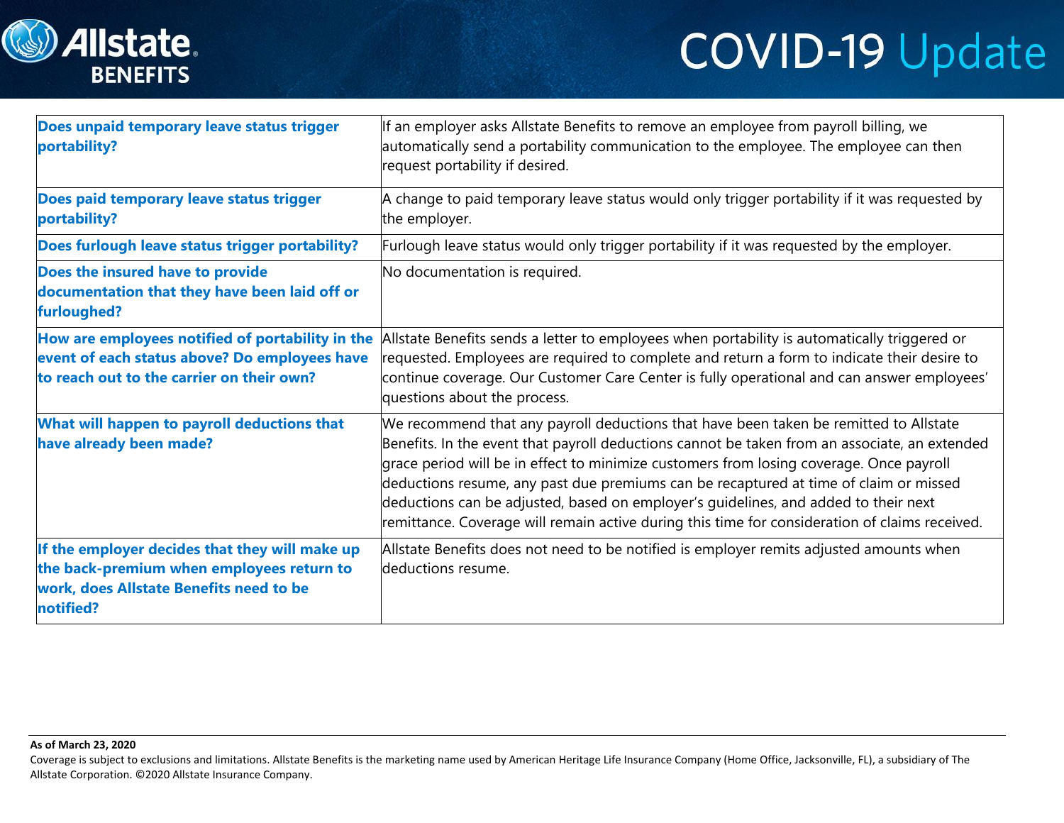| Question | Answer |
|---|---|
| **Does unpaid temporary leave status trigger portability?** | If an employer asks Allstate Benefits to remove an employee from payroll billing, we automatically send a portability communication to the employee. The employee can then request portability if desired. |
| **Does paid temporary leave status trigger portability?** | A change to paid temporary leave status would only trigger portability if it was requested by the employer. |
| **Does furlough leave status trigger portability?** | Furlough leave status would only trigger portability if it was requested by the employer. |
| **Does the insured have to provide documentation that they have been laid off or furloughed?** | No documentation is required. |
| **How are employees notified of portability in the event of each status above? Do employees have to reach out to the carrier on their own?** | Allstate Benefits sends a letter to employees when portability is automatically triggered or requested. Employees are required to complete and return a form to indicate their desire to continue coverage. Our Customer Care Center is fully operational and can answer employees' questions about the process. |
| **What will happen to payroll deductions that have already been made?** | We recommend that any payroll deductions that have been taken be remitted to Allstate Benefits. In the event that payroll deductions cannot be taken from an associate, an extended grace period will be in effect to minimize customers from losing coverage. Once payroll deductions resume, any past due premiums can be recaptured at time of claim or missed deductions can be adjusted, based on employer's guidelines, and added to their next remittance. Coverage will remain active during this time for consideration of claims received. |
| **If the employer decides that they will make up the back-premium when employees return to work, does Allstate Benefits need to be notified?** | Allstate Benefits does not need to be notified is employer remits adjusted amounts when deductions resume. |

**As of March 23, 2020**

Coverage is subject to exclusions and limitations. Allstate Benefits is the marketing name used by American Heritage Life Insurance Company (Home Office, Jacksonville, FL), a subsidiary of The Allstate Corporation. ©2020 Allstate Insurance Company.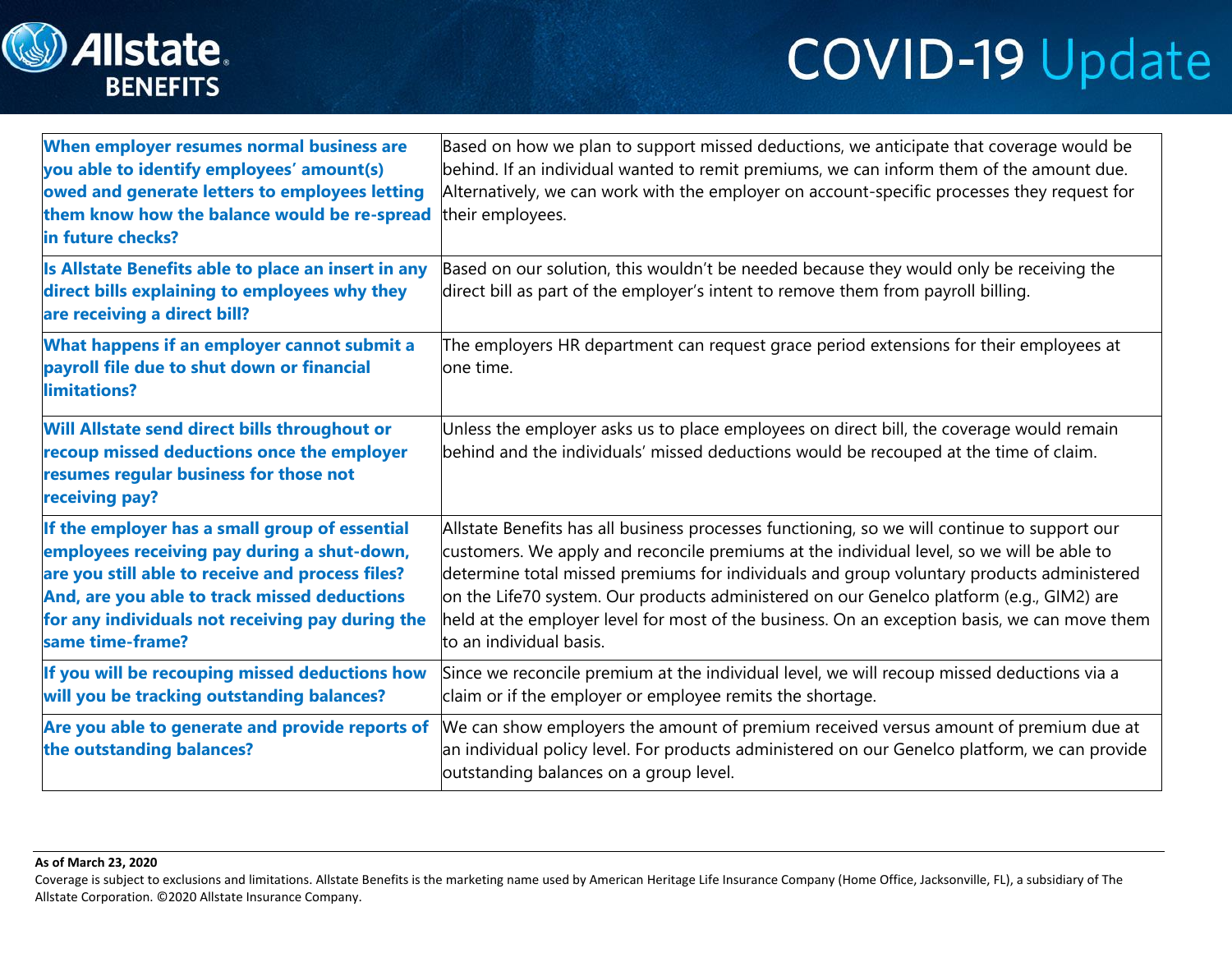# COVID-19 Update

| | |
|---|---|
| **When employer resumes normal business are you able to identify employees' amount(s) owed and generate letters to employees letting them know how the balance would be re-spread in future checks?** | Based on how we plan to support missed deductions, we anticipate that coverage would be behind. If an individual wanted to remit premiums, we can inform them of the amount due. Alternatively, we can work with the employer on account-specific processes they request for their employees. |
| **Is Allstate Benefits able to place an insert in any direct bills explaining to employees why they are receiving a direct bill?** | Based on our solution, this wouldn't be needed because they would only be receiving the direct bill as part of the employer's intent to remove them from payroll billing. |
| **What happens if an employer cannot submit a payroll file due to shut down or financial limitations?** | The employers HR department can request grace period extensions for their employees at one time. |
| **Will Allstate send direct bills throughout or recoup missed deductions once the employer resumes regular business for those not receiving pay?** | Unless the employer asks us to place employees on direct bill, the coverage would remain behind and the individuals' missed deductions would be recouped at the time of claim. |
| **If the employer has a small group of essential employees receiving pay during a shut-down, are you still able to receive and process files? And, are you able to track missed deductions for any individuals not receiving pay during the same time-frame?** | Allstate Benefits has all business processes functioning, so we will continue to support our customers. We apply and reconcile premiums at the individual level, so we will be able to determine total missed premiums for individuals and group voluntary products administered on the Life70 system. Our products administered on our Genelco platform (e.g., GIM2) are held at the employer level for most of the business. On an exception basis, we can move them to an individual basis. |
| **If you will be recouping missed deductions how will you be tracking outstanding balances?** | Since we reconcile premium at the individual level, we will recoup missed deductions via a claim or if the employer or employee remits the shortage. |
| **Are you able to generate and provide reports of the outstanding balances?** | We can show employers the amount of premium received versus amount of premium due at an individual policy level. For products administered on our Genelco platform, we can provide outstanding balances on a group level. |

**As of March 23, 2020**

Coverage is subject to exclusions and limitations. Allstate Benefits is the marketing name used by American Heritage Life Insurance Company (Home Office, Jacksonville, FL), a subsidiary of The Allstate Corporation. ©2020 Allstate Insurance Company.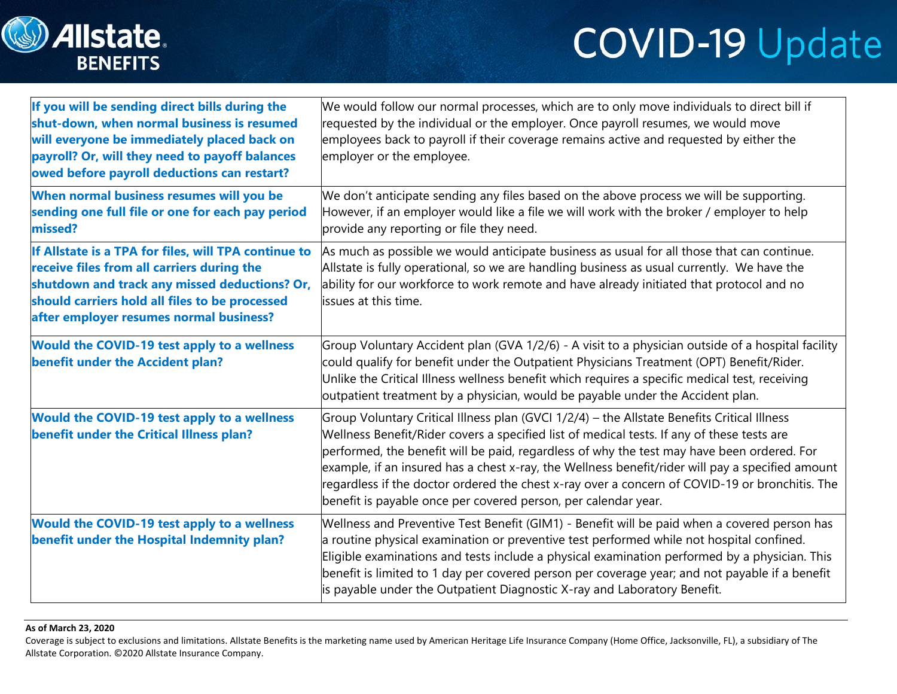| If you will be sending direct bills during the shut-down, when normal business is resumed will everyone be immediately placed back on payroll? Or, will they need to payoff balances owed before payroll deductions can restart? | We would follow our normal processes, which are to only move individuals to direct bill if requested by the individual or the employer. Once payroll resumes, we would move employees back to payroll if their coverage remains active and requested by either the employer or the employee. |
|---|---|
| **When normal business resumes will you be sending one full file or one for each pay period missed?** | We don't anticipate sending any files based on the above process we will be supporting. However, if an employer would like a file we will work with the broker / employer to help provide any reporting or file they need. |
| **If Allstate is a TPA for files, will TPA continue to receive files from all carriers during the shutdown and track any missed deductions? Or, should carriers hold all files to be processed after employer resumes normal business?** | As much as possible we would anticipate business as usual for all those that can continue. Allstate is fully operational, so we are handling business as usual currently. We have the ability for our workforce to work remote and have already initiated that protocol and no issues at this time. |
| **Would the COVID-19 test apply to a wellness benefit under the Accident plan?** | Group Voluntary Accident plan (GVA 1/2/6) - A visit to a physician outside of a hospital facility could qualify for benefit under the Outpatient Physicians Treatment (OPT) Benefit/Rider. Unlike the Critical Illness wellness benefit which requires a specific medical test, receiving outpatient treatment by a physician, would be payable under the Accident plan. |
| **Would the COVID-19 test apply to a wellness benefit under the Critical Illness plan?** | Group Voluntary Critical Illness plan (GVCI 1/2/4) – the Allstate Benefits Critical Illness Wellness Benefit/Rider covers a specified list of medical tests. If any of these tests are performed, the benefit will be paid, regardless of why the test may have been ordered. For example, if an insured has a chest x-ray, the Wellness benefit/rider will pay a specified amount regardless if the doctor ordered the chest x-ray over a concern of COVID-19 or bronchitis. The benefit is payable once per covered person, per calendar year. |
| **Would the COVID-19 test apply to a wellness benefit under the Hospital Indemnity plan?** | Wellness and Preventive Test Benefit (GIM1) - Benefit will be paid when a covered person has a routine physical examination or preventive test performed while not hospital confined. Eligible examinations and tests include a physical examination performed by a physician. This benefit is limited to 1 day per covered person per coverage year; and not payable if a benefit is payable under the Outpatient Diagnostic X-ray and Laboratory Benefit. |

**As of March 23, 2020**

Coverage is subject to exclusions and limitations. Allstate Benefits is the marketing name used by American Heritage Life Insurance Company (Home Office, Jacksonville, FL), a subsidiary of The Allstate Corporation. ©2020 Allstate Insurance Company.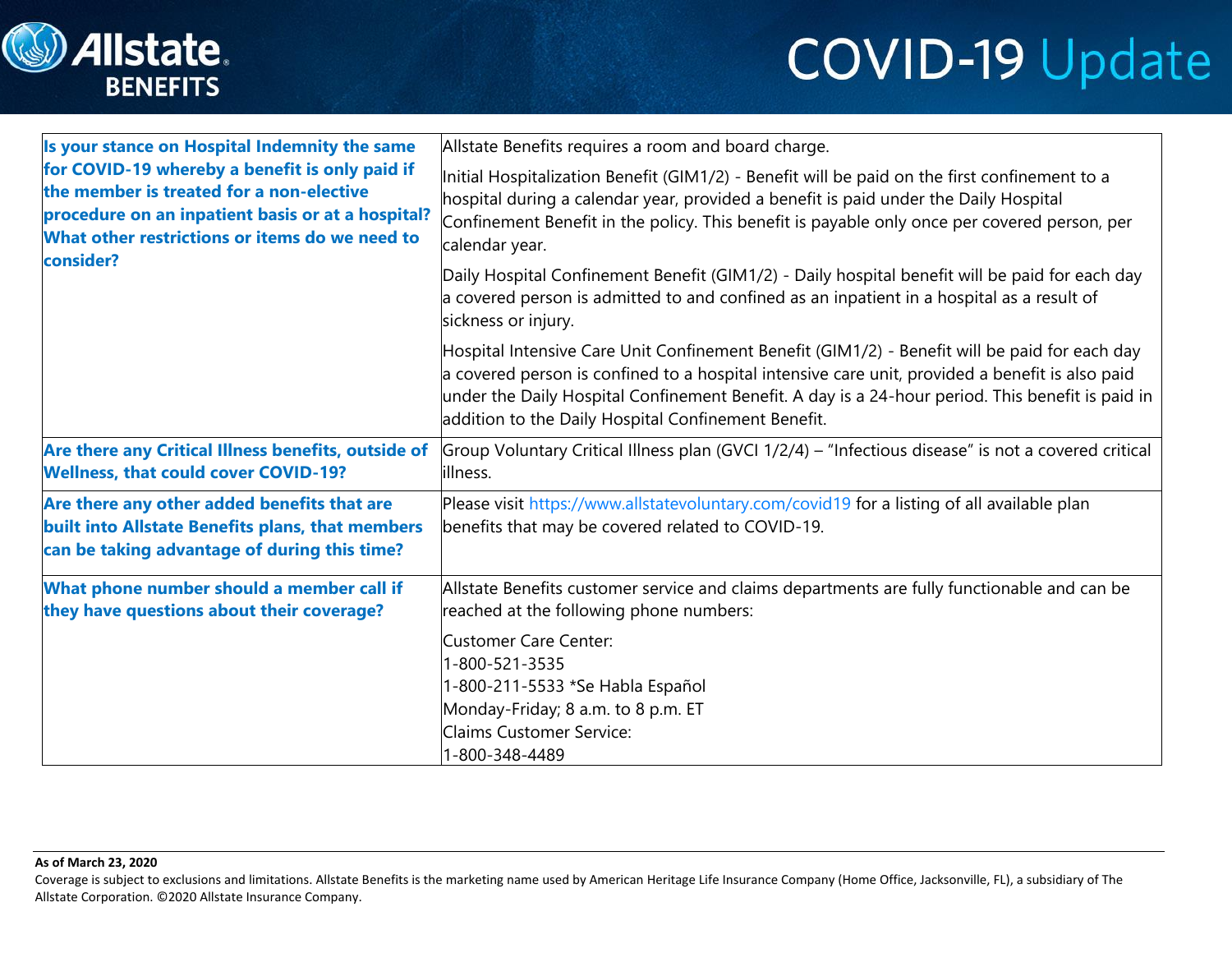# COVID-19 Update

| | |
|---|---|
| **Is your stance on Hospital Indemnity the same for COVID-19 whereby a benefit is only paid if the member is treated for a non-elective procedure on an inpatient basis or at a hospital? What other restrictions or items do we need to consider?** | Allstate Benefits requires a room and board charge.<br><br>Initial Hospitalization Benefit (GIM1/2) - Benefit will be paid on the first confinement to a hospital during a calendar year, provided a benefit is paid under the Daily Hospital Confinement Benefit in the policy. This benefit is payable only once per covered person, per calendar year.<br><br>Daily Hospital Confinement Benefit (GIM1/2) - Daily hospital benefit will be paid for each day a covered person is admitted to and confined as an inpatient in a hospital as a result of sickness or injury.<br><br>Hospital Intensive Care Unit Confinement Benefit (GIM1/2) - Benefit will be paid for each day a covered person is confined to a hospital intensive care unit, provided a benefit is also paid under the Daily Hospital Confinement Benefit. A day is a 24-hour period. This benefit is paid in addition to the Daily Hospital Confinement Benefit. |
| **Are there any Critical Illness benefits, outside of Wellness, that could cover COVID-19?** | Group Voluntary Critical Illness plan (GVCI 1/2/4) – "Infectious disease" is not a covered critical illness. |
| **Are there any other added benefits that are built into Allstate Benefits plans, that members can be taking advantage of during this time?** | Please visit https://www.allstatevoluntary.com/covid19 for a listing of all available plan benefits that may be covered related to COVID-19. |
| **What phone number should a member call if they have questions about their coverage?** | Allstate Benefits customer service and claims departments are fully functionable and can be reached at the following phone numbers:<br><br>Customer Care Center:<br>1-800-521-3535<br>1-800-211-5533 *Se Habla Español<br>Monday-Friday; 8 a.m. to 8 p.m. ET<br>Claims Customer Service:<br>1-800-348-4489 |

**As of March 23, 2020**

Coverage is subject to exclusions and limitations. Allstate Benefits is the marketing name used by American Heritage Life Insurance Company (Home Office, Jacksonville, FL), a subsidiary of The Allstate Corporation. ©2020 Allstate Insurance Company.